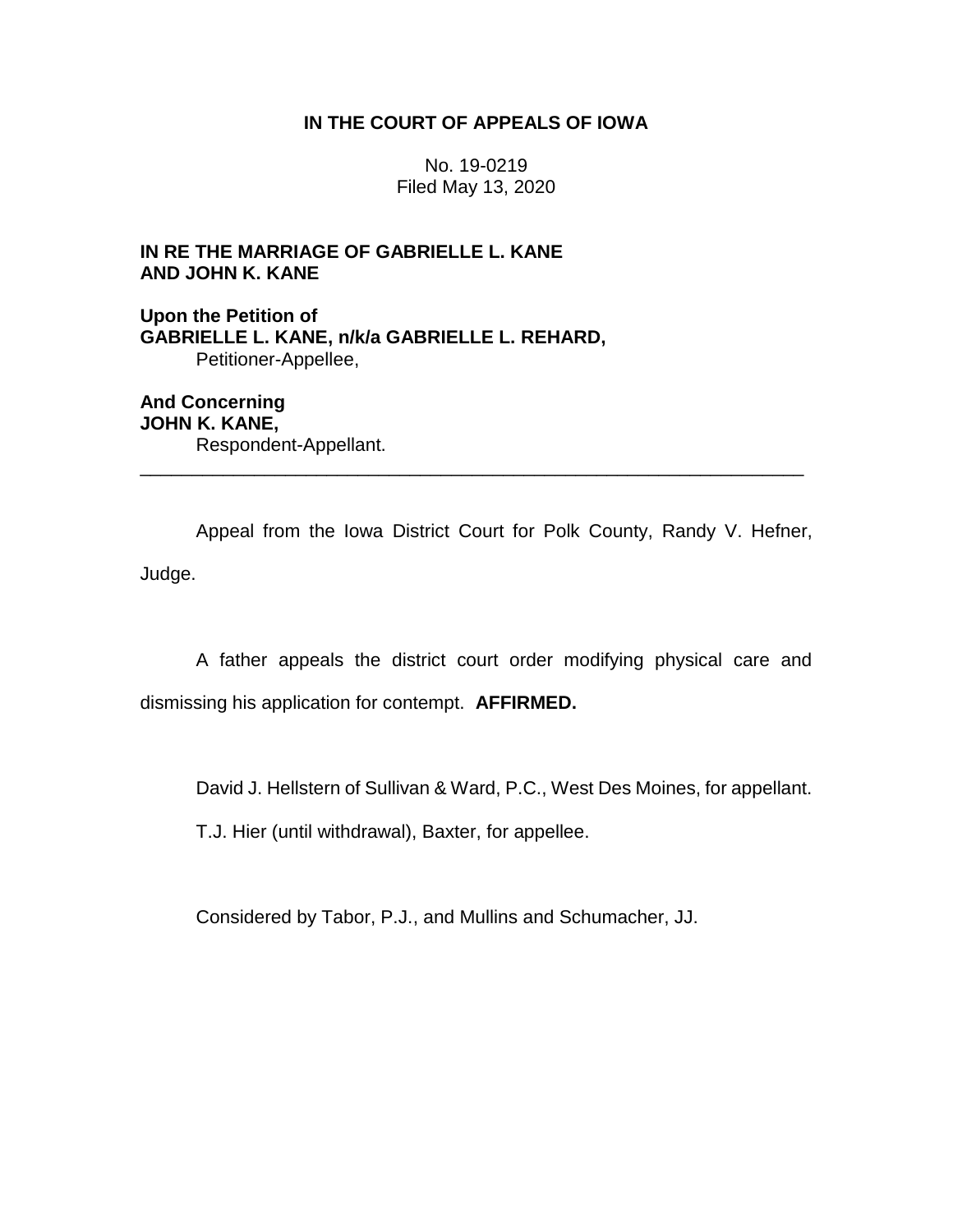**IN THE COURT OF APPEALS OF IOWA**

No. 19-0219
Filed May 13, 2020

**IN RE THE MARRIAGE OF GABRIELLE L. KANE AND JOHN K. KANE**

**Upon the Petition of**
**GABRIELLE L. KANE, n/k/a GABRIELLE L. REHARD,**
Petitioner-Appellee,

**And Concerning**
**JOHN K. KANE,**
Respondent-Appellant.

---

Appeal from the Iowa District Court for Polk County, Randy V. Hefner, Judge.

A father appeals the district court order modifying physical care and dismissing his application for contempt. **AFFIRMED.**

David J. Hellstern of Sullivan & Ward, P.C., West Des Moines, for appellant.

T.J. Hier (until withdrawal), Baxter, for appellee.

Considered by Tabor, P.J., and Mullins and Schumacher, JJ.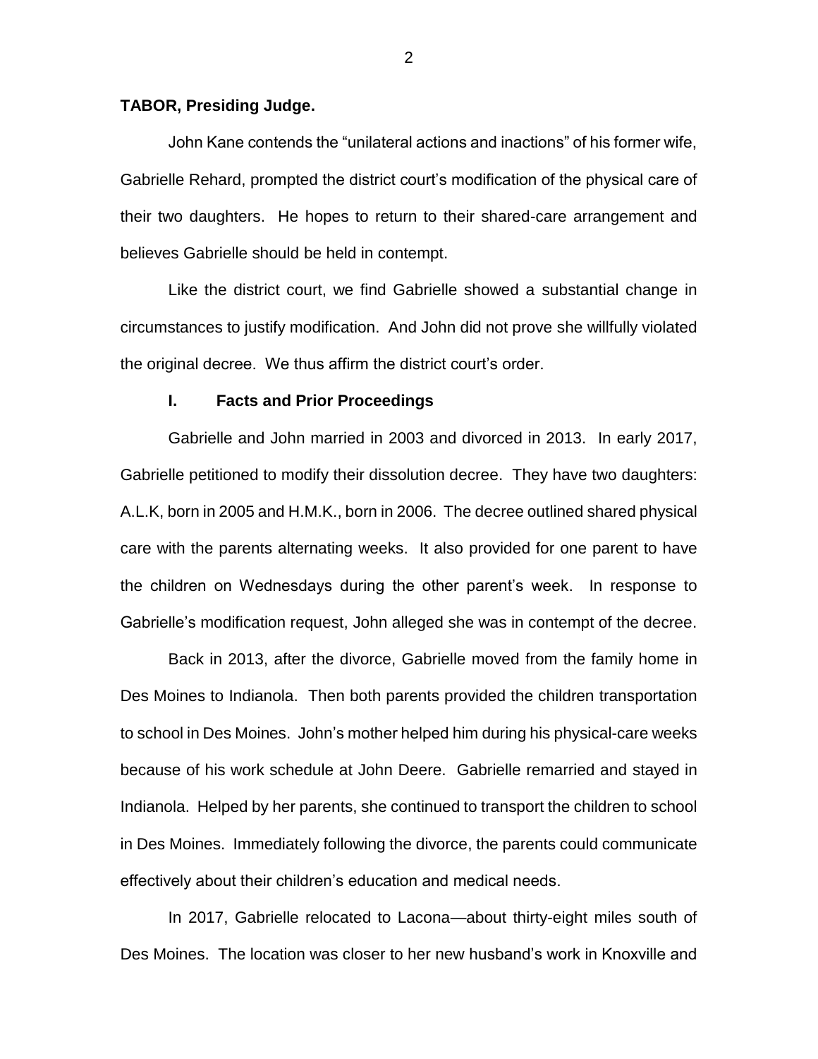**TABOR, Presiding Judge.**

John Kane contends the "unilateral actions and inactions" of his former wife, Gabrielle Rehard, prompted the district court's modification of the physical care of their two daughters. He hopes to return to their shared-care arrangement and believes Gabrielle should be held in contempt.

Like the district court, we find Gabrielle showed a substantial change in circumstances to justify modification. And John did not prove she willfully violated the original decree. We thus affirm the district court's order.

## I. Facts and Prior Proceedings

Gabrielle and John married in 2003 and divorced in 2013. In early 2017, Gabrielle petitioned to modify their dissolution decree. They have two daughters: A.L.K, born in 2005 and H.M.K., born in 2006. The decree outlined shared physical care with the parents alternating weeks. It also provided for one parent to have the children on Wednesdays during the other parent's week. In response to Gabrielle's modification request, John alleged she was in contempt of the decree.

Back in 2013, after the divorce, Gabrielle moved from the family home in Des Moines to Indianola. Then both parents provided the children transportation to school in Des Moines. John's mother helped him during his physical-care weeks because of his work schedule at John Deere. Gabrielle remarried and stayed in Indianola. Helped by her parents, she continued to transport the children to school in Des Moines. Immediately following the divorce, the parents could communicate effectively about their children's education and medical needs.

In 2017, Gabrielle relocated to Lacona—about thirty-eight miles south of Des Moines. The location was closer to her new husband's work in Knoxville and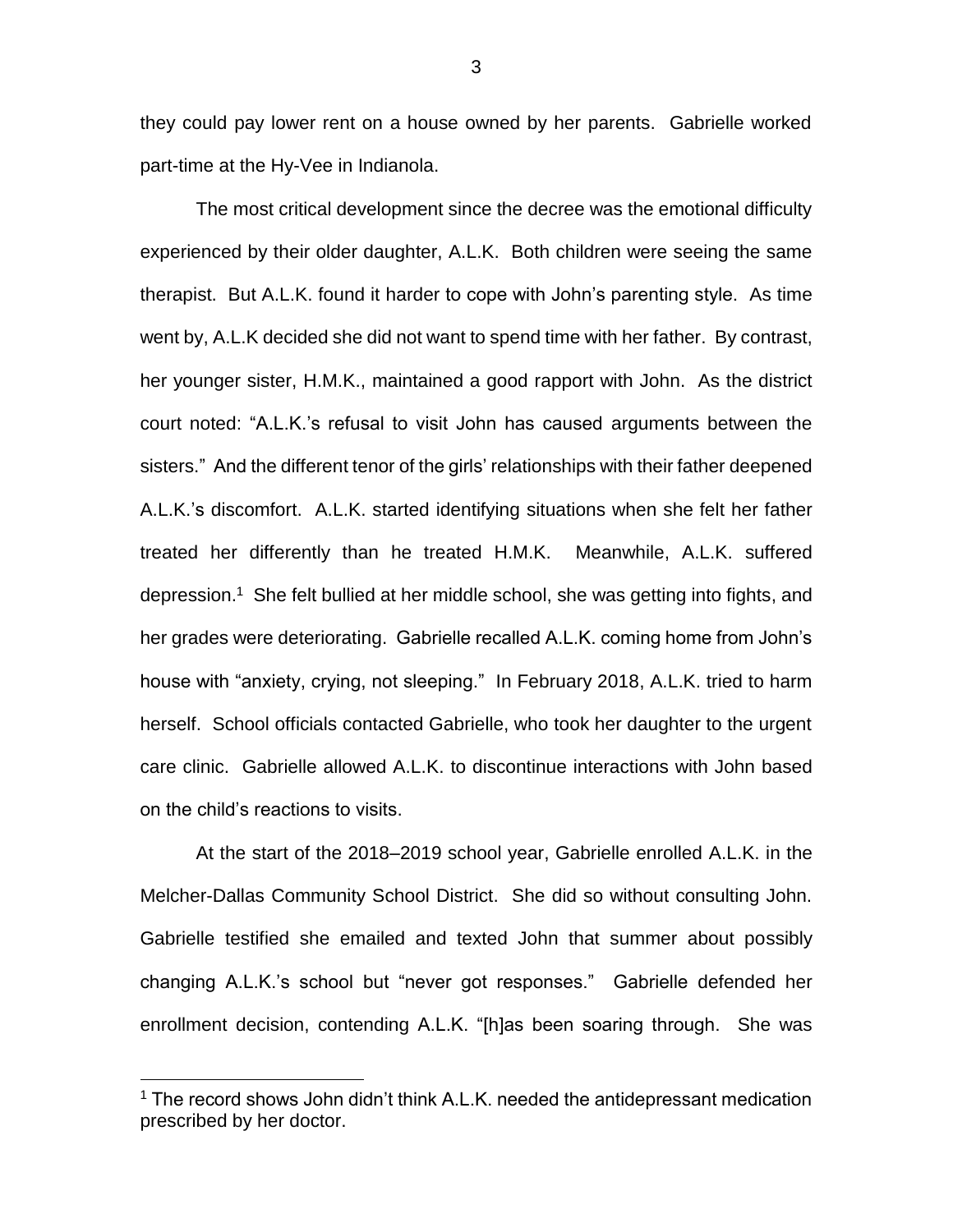they could pay lower rent on a house owned by her parents. Gabrielle worked part-time at the Hy-Vee in Indianola.

The most critical development since the decree was the emotional difficulty experienced by their older daughter, A.L.K. Both children were seeing the same therapist. But A.L.K. found it harder to cope with John's parenting style. As time went by, A.L.K decided she did not want to spend time with her father. By contrast, her younger sister, H.M.K., maintained a good rapport with John. As the district court noted: "A.L.K.'s refusal to visit John has caused arguments between the sisters." And the different tenor of the girls' relationships with their father deepened A.L.K.'s discomfort. A.L.K. started identifying situations when she felt her father treated her differently than he treated H.M.K. Meanwhile, A.L.K. suffered depression.[1] She felt bullied at her middle school, she was getting into fights, and her grades were deteriorating. Gabrielle recalled A.L.K. coming home from John's house with "anxiety, crying, not sleeping." In February 2018, A.L.K. tried to harm herself. School officials contacted Gabrielle, who took her daughter to the urgent care clinic. Gabrielle allowed A.L.K. to discontinue interactions with John based on the child's reactions to visits.

At the start of the 2018–2019 school year, Gabrielle enrolled A.L.K. in the Melcher-Dallas Community School District. She did so without consulting John. Gabrielle testified she emailed and texted John that summer about possibly changing A.L.K.'s school but "never got responses." Gabrielle defended her enrollment decision, contending A.L.K. "[h]as been soaring through. She was

---

[1] The record shows John didn't think A.L.K. needed the antidepressant medication prescribed by her doctor.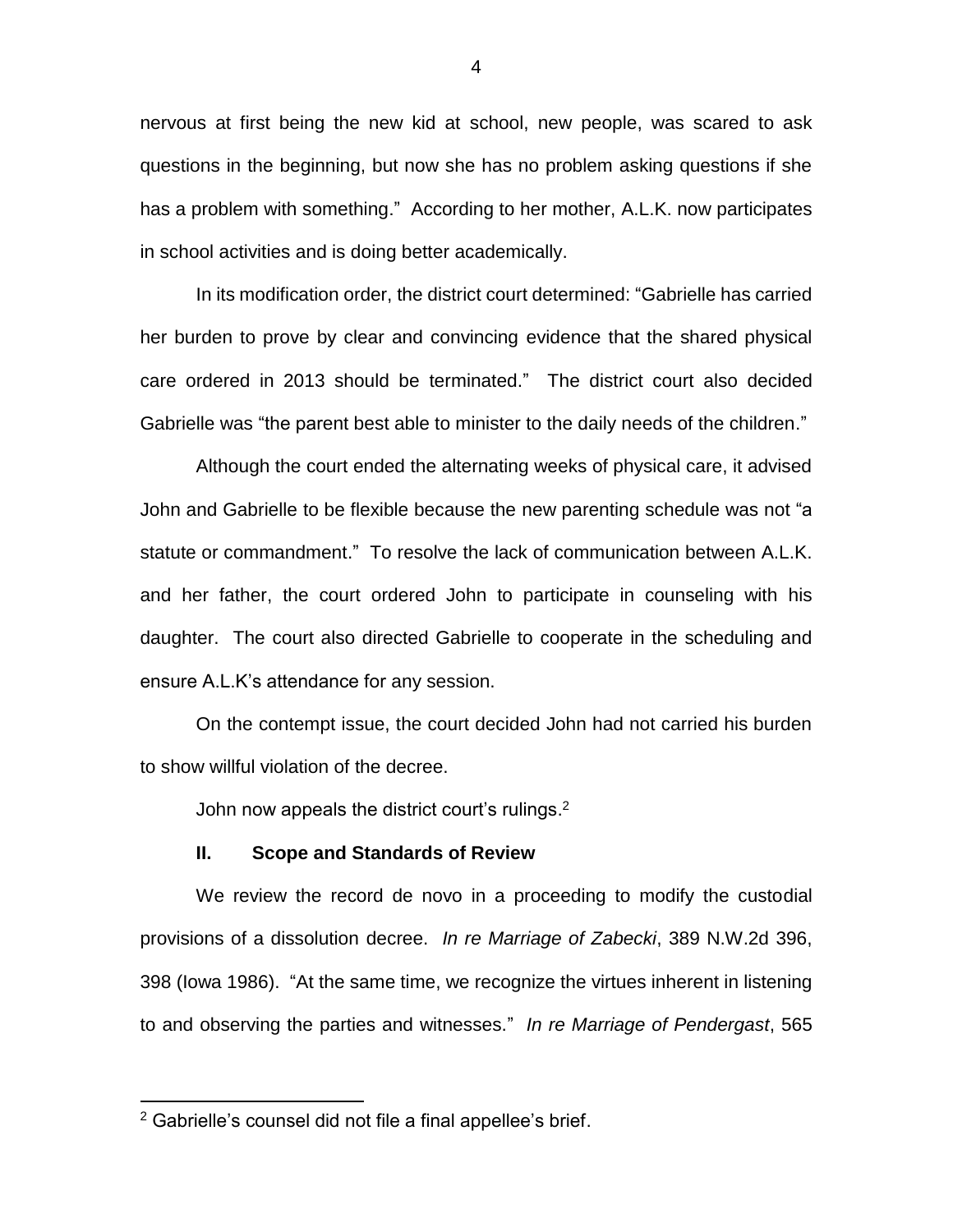nervous at first being the new kid at school, new people, was scared to ask questions in the beginning, but now she has no problem asking questions if she has a problem with something." According to her mother, A.L.K. now participates in school activities and is doing better academically.

In its modification order, the district court determined: "Gabrielle has carried her burden to prove by clear and convincing evidence that the shared physical care ordered in 2013 should be terminated." The district court also decided Gabrielle was "the parent best able to minister to the daily needs of the children."

Although the court ended the alternating weeks of physical care, it advised John and Gabrielle to be flexible because the new parenting schedule was not "a statute or commandment." To resolve the lack of communication between A.L.K. and her father, the court ordered John to participate in counseling with his daughter. The court also directed Gabrielle to cooperate in the scheduling and ensure A.L.K's attendance for any session.

On the contempt issue, the court decided John had not carried his burden to show willful violation of the decree.

John now appeals the district court's rulings.[2]

## II. Scope and Standards of Review

We review the record de novo in a proceeding to modify the custodial provisions of a dissolution decree. *In re Marriage of Zabecki*, 389 N.W.2d 396, 398 (Iowa 1986). "At the same time, we recognize the virtues inherent in listening to and observing the parties and witnesses." *In re Marriage of Pendergast*, 565

[2] Gabrielle's counsel did not file a final appellee's brief.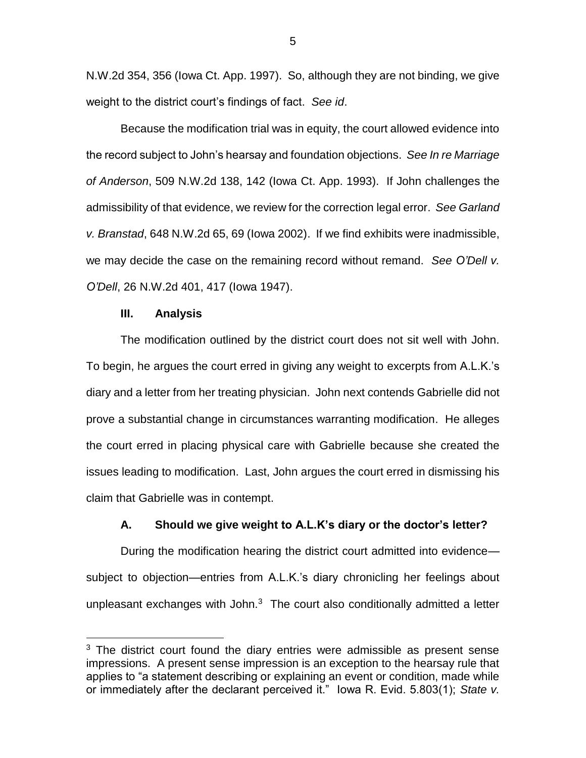N.W.2d 354, 356 (Iowa Ct. App. 1997). So, although they are not binding, we give weight to the district court's findings of fact. *See id*.

Because the modification trial was in equity, the court allowed evidence into the record subject to John's hearsay and foundation objections. *See In re Marriage of Anderson*, 509 N.W.2d 138, 142 (Iowa Ct. App. 1993). If John challenges the admissibility of that evidence, we review for the correction legal error. *See Garland v. Branstad*, 648 N.W.2d 65, 69 (Iowa 2002). If we find exhibits were inadmissible, we may decide the case on the remaining record without remand. *See O'Dell v. O'Dell*, 26 N.W.2d 401, 417 (Iowa 1947).

### III. Analysis

The modification outlined by the district court does not sit well with John. To begin, he argues the court erred in giving any weight to excerpts from A.L.K.'s diary and a letter from her treating physician. John next contends Gabrielle did not prove a substantial change in circumstances warranting modification. He alleges the court erred in placing physical care with Gabrielle because she created the issues leading to modification. Last, John argues the court erred in dismissing his claim that Gabrielle was in contempt.

#### A. Should we give weight to A.L.K's diary or the doctor's letter?

During the modification hearing the district court admitted into evidence—subject to objection—entries from A.L.K.'s diary chronicling her feelings about unpleasant exchanges with John.[3] The court also conditionally admitted a letter

[3] The district court found the diary entries were admissible as present sense impressions. A present sense impression is an exception to the hearsay rule that applies to "a statement describing or explaining an event or condition, made while or immediately after the declarant perceived it." Iowa R. Evid. 5.803(1); *State v.*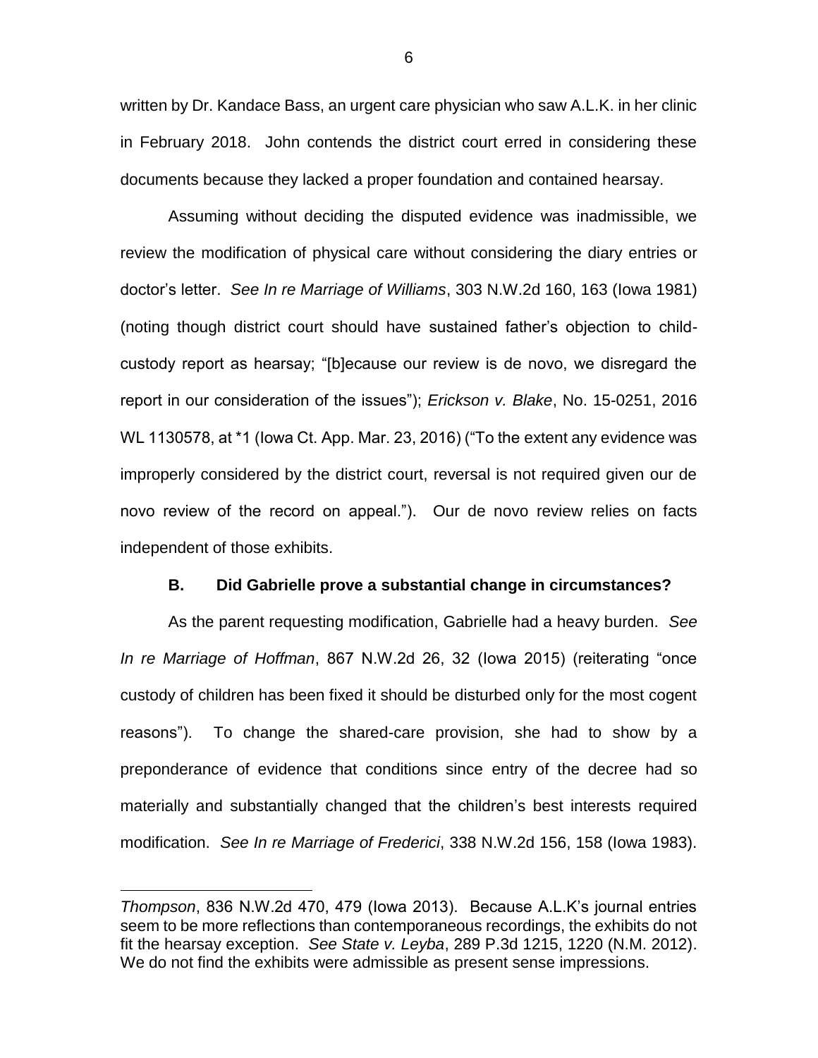written by Dr. Kandace Bass, an urgent care physician who saw A.L.K. in her clinic in February 2018. John contends the district court erred in considering these documents because they lacked a proper foundation and contained hearsay.

Assuming without deciding the disputed evidence was inadmissible, we review the modification of physical care without considering the diary entries or doctor's letter. *See In re Marriage of Williams*, 303 N.W.2d 160, 163 (Iowa 1981) (noting though district court should have sustained father's objection to child-custody report as hearsay; "[b]ecause our review is de novo, we disregard the report in our consideration of the issues"); *Erickson v. Blake*, No. 15-0251, 2016 WL 1130578, at *1 (Iowa Ct. App. Mar. 23, 2016) ("To the extent any evidence was improperly considered by the district court, reversal is not required given our de novo review of the record on appeal."). Our de novo review relies on facts independent of those exhibits.

### B. Did Gabrielle prove a substantial change in circumstances?

As the parent requesting modification, Gabrielle had a heavy burden. *See In re Marriage of Hoffman*, 867 N.W.2d 26, 32 (Iowa 2015) (reiterating "once custody of children has been fixed it should be disturbed only for the most cogent reasons"). To change the shared-care provision, she had to show by a preponderance of evidence that conditions since entry of the decree had so materially and substantially changed that the children's best interests required modification. *See In re Marriage of Frederici*, 338 N.W.2d 156, 158 (Iowa 1983).

---

*Thompson*, 836 N.W.2d 470, 479 (Iowa 2013). Because A.L.K's journal entries seem to be more reflections than contemporaneous recordings, the exhibits do not fit the hearsay exception. *See State v. Leyba*, 289 P.3d 1215, 1220 (N.M. 2012). We do not find the exhibits were admissible as present sense impressions.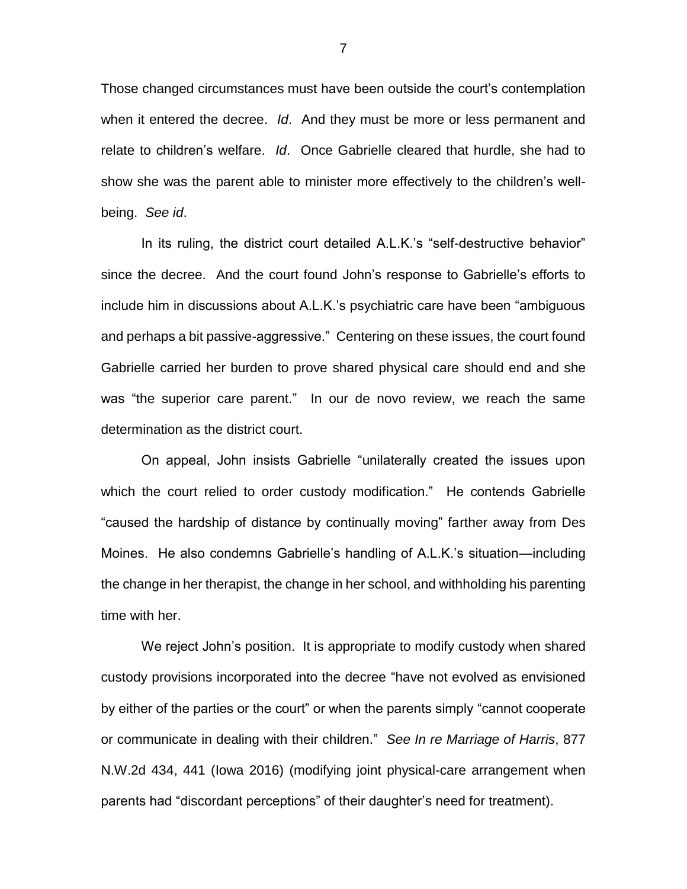Those changed circumstances must have been outside the court's contemplation when it entered the decree. *Id*. And they must be more or less permanent and relate to children's welfare. *Id*. Once Gabrielle cleared that hurdle, she had to show she was the parent able to minister more effectively to the children's well-being. *See id*.

In its ruling, the district court detailed A.L.K.'s "self-destructive behavior" since the decree. And the court found John's response to Gabrielle's efforts to include him in discussions about A.L.K.'s psychiatric care have been "ambiguous and perhaps a bit passive-aggressive." Centering on these issues, the court found Gabrielle carried her burden to prove shared physical care should end and she was "the superior care parent." In our de novo review, we reach the same determination as the district court.

On appeal, John insists Gabrielle "unilaterally created the issues upon which the court relied to order custody modification." He contends Gabrielle "caused the hardship of distance by continually moving" farther away from Des Moines. He also condemns Gabrielle's handling of A.L.K.'s situation—including the change in her therapist, the change in her school, and withholding his parenting time with her.

We reject John's position. It is appropriate to modify custody when shared custody provisions incorporated into the decree "have not evolved as envisioned by either of the parties or the court" or when the parents simply "cannot cooperate or communicate in dealing with their children." *See In re Marriage of Harris*, 877 N.W.2d 434, 441 (Iowa 2016) (modifying joint physical-care arrangement when parents had "discordant perceptions" of their daughter's need for treatment).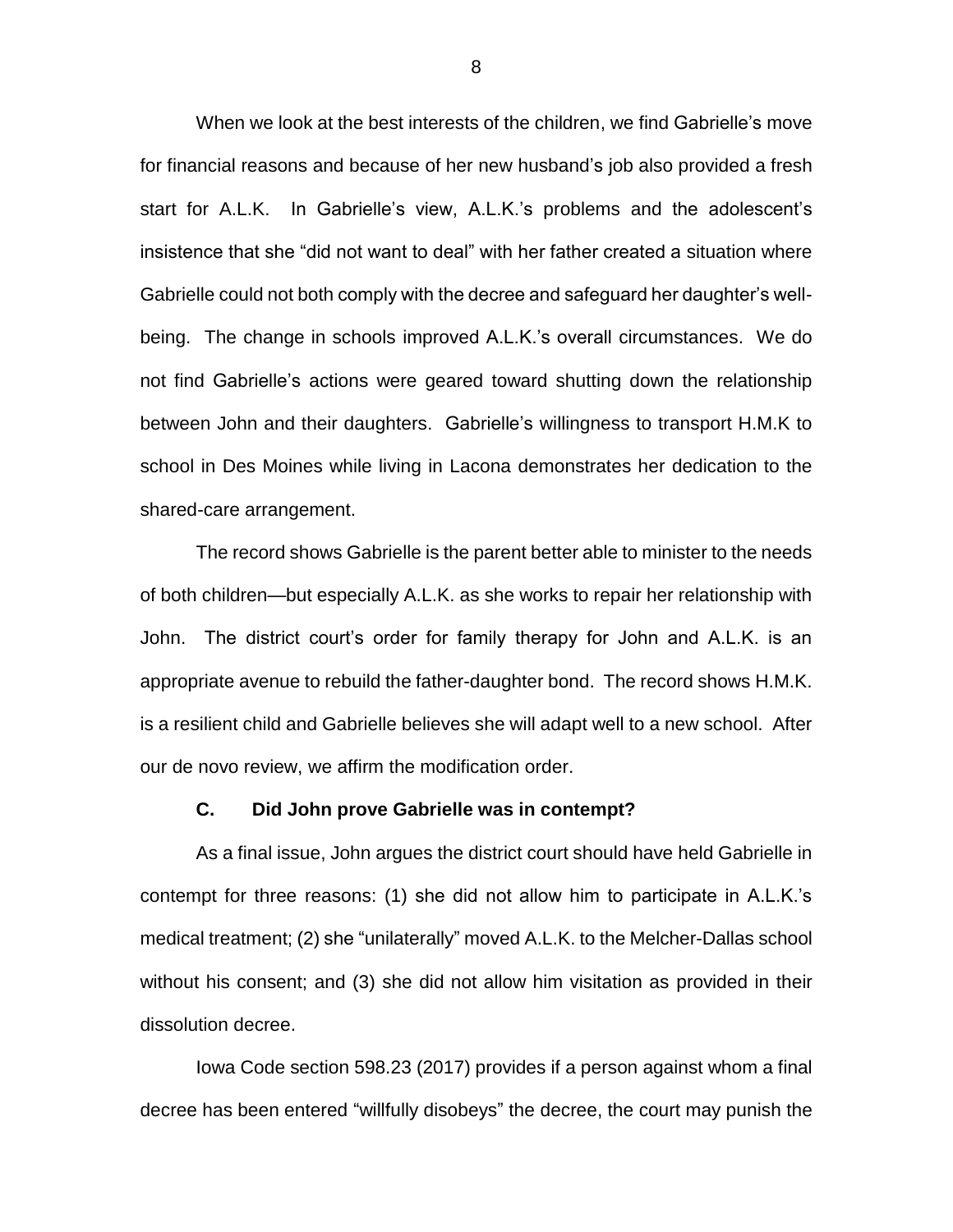When we look at the best interests of the children, we find Gabrielle's move for financial reasons and because of her new husband's job also provided a fresh start for A.L.K. In Gabrielle's view, A.L.K.'s problems and the adolescent's insistence that she "did not want to deal" with her father created a situation where Gabrielle could not both comply with the decree and safeguard her daughter's well-being. The change in schools improved A.L.K.'s overall circumstances. We do not find Gabrielle's actions were geared toward shutting down the relationship between John and their daughters. Gabrielle's willingness to transport H.M.K to school in Des Moines while living in Lacona demonstrates her dedication to the shared-care arrangement.

The record shows Gabrielle is the parent better able to minister to the needs of both children—but especially A.L.K. as she works to repair her relationship with John. The district court's order for family therapy for John and A.L.K. is an appropriate avenue to rebuild the father-daughter bond. The record shows H.M.K. is a resilient child and Gabrielle believes she will adapt well to a new school. After our de novo review, we affirm the modification order.

### C. Did John prove Gabrielle was in contempt?

As a final issue, John argues the district court should have held Gabrielle in contempt for three reasons: (1) she did not allow him to participate in A.L.K.'s medical treatment; (2) she "unilaterally" moved A.L.K. to the Melcher-Dallas school without his consent; and (3) she did not allow him visitation as provided in their dissolution decree.

Iowa Code section 598.23 (2017) provides if a person against whom a final decree has been entered "willfully disobeys" the decree, the court may punish the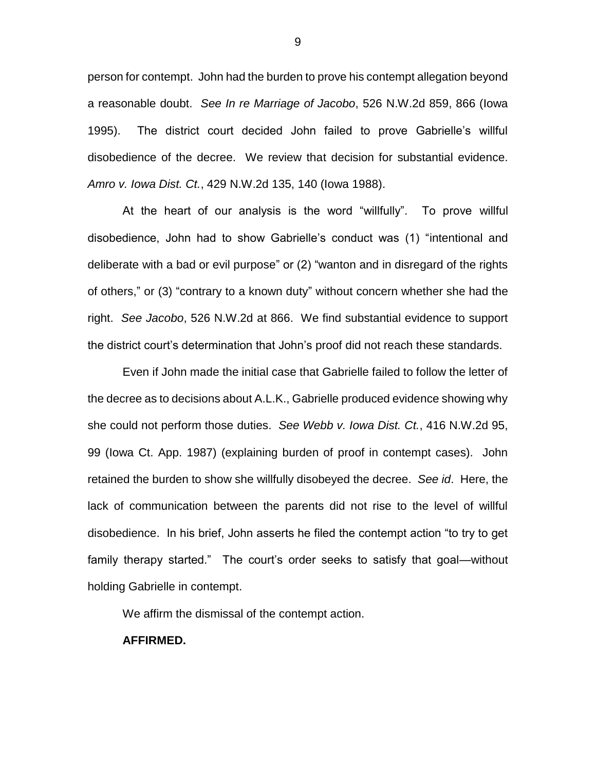person for contempt. John had the burden to prove his contempt allegation beyond a reasonable doubt. *See In re Marriage of Jacobo*, 526 N.W.2d 859, 866 (Iowa 1995). The district court decided John failed to prove Gabrielle's willful disobedience of the decree. We review that decision for substantial evidence. *Amro v. Iowa Dist. Ct.*, 429 N.W.2d 135, 140 (Iowa 1988).

At the heart of our analysis is the word "willfully". To prove willful disobedience, John had to show Gabrielle's conduct was (1) "intentional and deliberate with a bad or evil purpose" or (2) "wanton and in disregard of the rights of others," or (3) "contrary to a known duty" without concern whether she had the right. *See Jacobo*, 526 N.W.2d at 866. We find substantial evidence to support the district court's determination that John's proof did not reach these standards.

Even if John made the initial case that Gabrielle failed to follow the letter of the decree as to decisions about A.L.K., Gabrielle produced evidence showing why she could not perform those duties. *See Webb v. Iowa Dist. Ct.*, 416 N.W.2d 95, 99 (Iowa Ct. App. 1987) (explaining burden of proof in contempt cases). John retained the burden to show she willfully disobeyed the decree. *See id*. Here, the lack of communication between the parents did not rise to the level of willful disobedience. In his brief, John asserts he filed the contempt action "to try to get family therapy started." The court's order seeks to satisfy that goal—without holding Gabrielle in contempt.

We affirm the dismissal of the contempt action.

**AFFIRMED.**